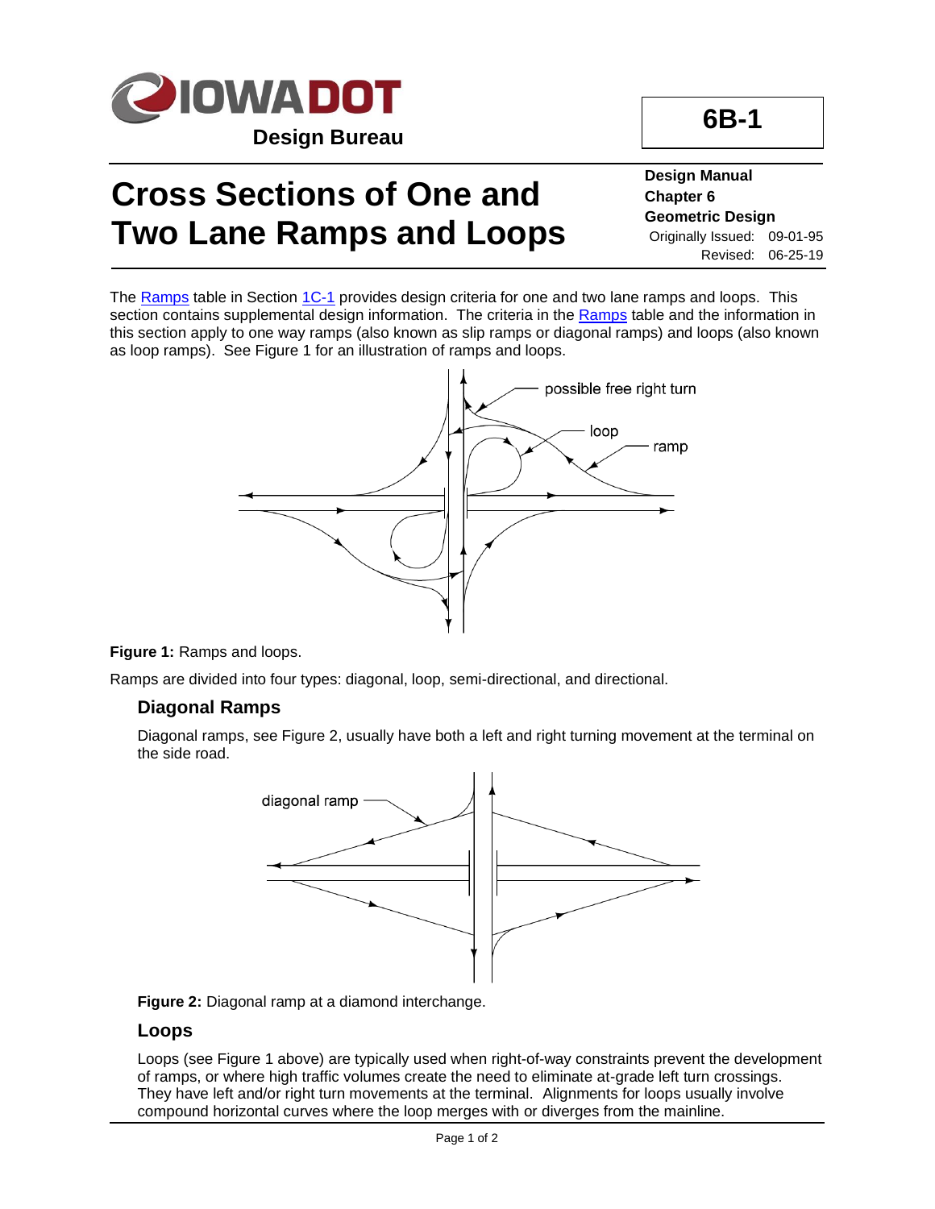# Cross Sections of One and Two Lane Ramps and Loops

**6B-1**

**Design Manual**
**Chapter 6**
**Geometric Design**
Originally Issued: 09-01-95
Revised: 06-25-19

The Ramps table in Section 1C-1 provides design criteria for one and two lane ramps and loops. This section contains supplemental design information. The criteria in the Ramps table and the information in this section apply to one way ramps (also known as slip ramps or diagonal ramps) and loops (also known as loop ramps). See Figure 1 for an illustration of ramps and loops.

**Figure 1:** Ramps and loops.

Ramps are divided into four types: diagonal, loop, semi-directional, and directional.

## Diagonal Ramps

Diagonal ramps, see Figure 2, usually have both a left and right turning movement at the terminal on the side road.

**Figure 2:** Diagonal ramp at a diamond interchange.

## Loops

Loops (see Figure 1 above) are typically used when right-of-way constraints prevent the development of ramps, or where high traffic volumes create the need to eliminate at-grade left turn crossings. They have left and/or right turn movements at the terminal. Alignments for loops usually involve compound horizontal curves where the loop merges with or diverges from the mainline.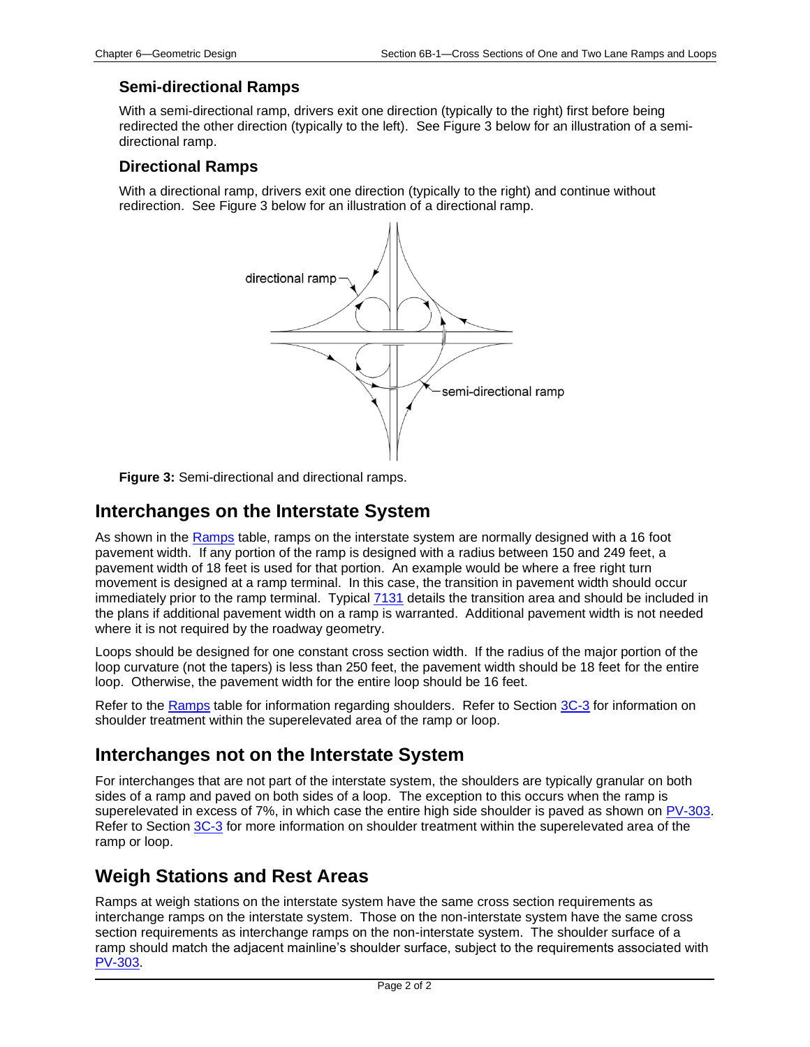### Semi-directional Ramps

With a semi-directional ramp, drivers exit one direction (typically to the right) first before being redirected the other direction (typically to the left). See Figure 3 below for an illustration of a semi-directional ramp.

### Directional Ramps

With a directional ramp, drivers exit one direction (typically to the right) and continue without redirection. See Figure 3 below for an illustration of a directional ramp.

**Figure 3:** Semi-directional and directional ramps.

## Interchanges on the Interstate System

As shown in the Ramps table, ramps on the interstate system are normally designed with a 16 foot pavement width. If any portion of the ramp is designed with a radius between 150 and 249 feet, a pavement width of 18 feet is used for that portion. An example would be where a free right turn movement is designed at a ramp terminal. In this case, the transition in pavement width should occur immediately prior to the ramp terminal. Typical 7131 details the transition area and should be included in the plans if additional pavement width on a ramp is warranted. Additional pavement width is not needed where it is not required by the roadway geometry.

Loops should be designed for one constant cross section width. If the radius of the major portion of the loop curvature (not the tapers) is less than 250 feet, the pavement width should be 18 feet for the entire loop. Otherwise, the pavement width for the entire loop should be 16 feet.

Refer to the Ramps table for information regarding shoulders. Refer to Section 3C-3 for information on shoulder treatment within the superelevated area of the ramp or loop.

## Interchanges not on the Interstate System

For interchanges that are not part of the interstate system, the shoulders are typically granular on both sides of a ramp and paved on both sides of a loop. The exception to this occurs when the ramp is superelevated in excess of 7%, in which case the entire high side shoulder is paved as shown on PV-303. Refer to Section 3C-3 for more information on shoulder treatment within the superelevated area of the ramp or loop.

## Weigh Stations and Rest Areas

Ramps at weigh stations on the interstate system have the same cross section requirements as interchange ramps on the interstate system. Those on the non-interstate system have the same cross section requirements as interchange ramps on the non-interstate system. The shoulder surface of a ramp should match the adjacent mainline's shoulder surface, subject to the requirements associated with PV-303.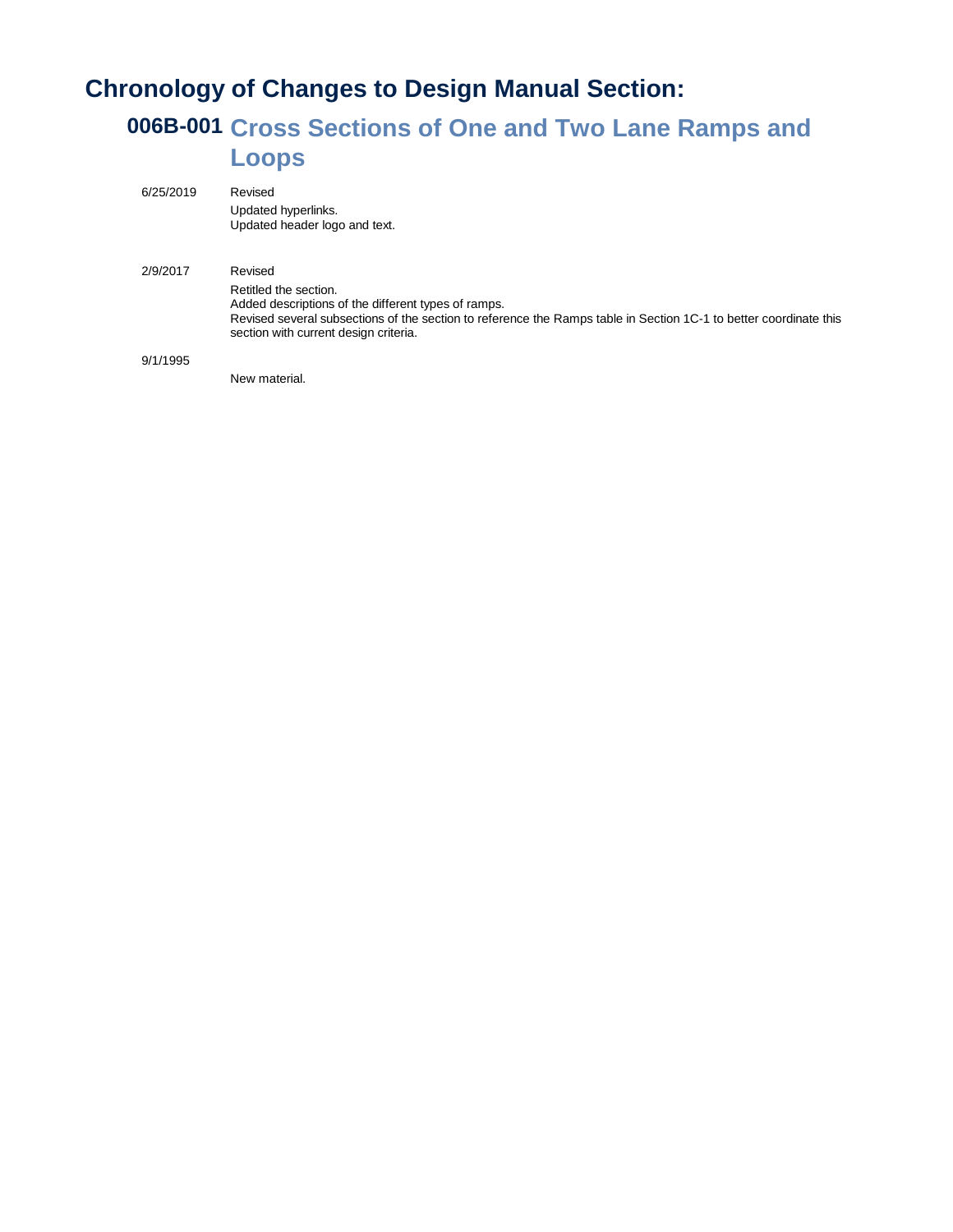# Chronology of Changes to Design Manual Section:

## 006B-001 Cross Sections of One and Two Lane Ramps and Loops

| | |
|---|---|
| 6/25/2019 | Revised<br>Updated hyperlinks.<br>Updated header logo and text. |
| 2/9/2017 | Revised<br>Retitled the section.<br>Added descriptions of the different types of ramps.<br>Revised several subsections of the section to reference the Ramps table in Section 1C-1 to better coordinate this section with current design criteria. |
| 9/1/1995 | New material. |